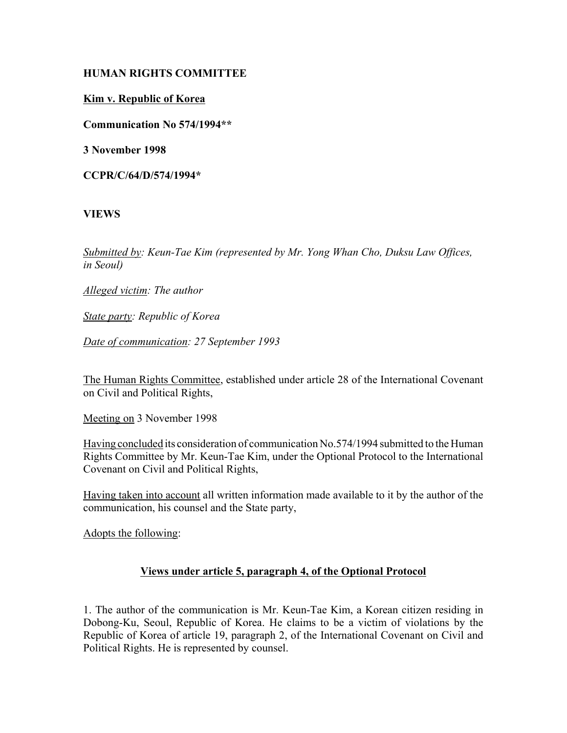**HUMAN RIGHTS COMMITTEE**

**Kim v. Republic of Korea**

**Communication No 574/1994****

**3 November 1998**

**CCPR/C/64/D/574/1994***

**VIEWS**

*Submitted by: Keun-Tae Kim (represented by Mr. Yong Whan Cho, Duksu Law Offices, in Seoul)*

*Alleged victim: The author*

*State party: Republic of Korea*

*Date of communication: 27 September 1993*

The Human Rights Committee, established under article 28 of the International Covenant on Civil and Political Rights,

Meeting on 3 November 1998

Having concluded its consideration of communication No.574/1994 submitted to the Human Rights Committee by Mr. Keun-Tae Kim, under the Optional Protocol to the International Covenant on Civil and Political Rights,

Having taken into account all written information made available to it by the author of the communication, his counsel and the State party,

Adopts the following:

**Views under article 5, paragraph 4, of the Optional Protocol**

1. The author of the communication is Mr. Keun-Tae Kim, a Korean citizen residing in Dobong-Ku, Seoul, Republic of Korea. He claims to be a victim of violations by the Republic of Korea of article 19, paragraph 2, of the International Covenant on Civil and Political Rights. He is represented by counsel.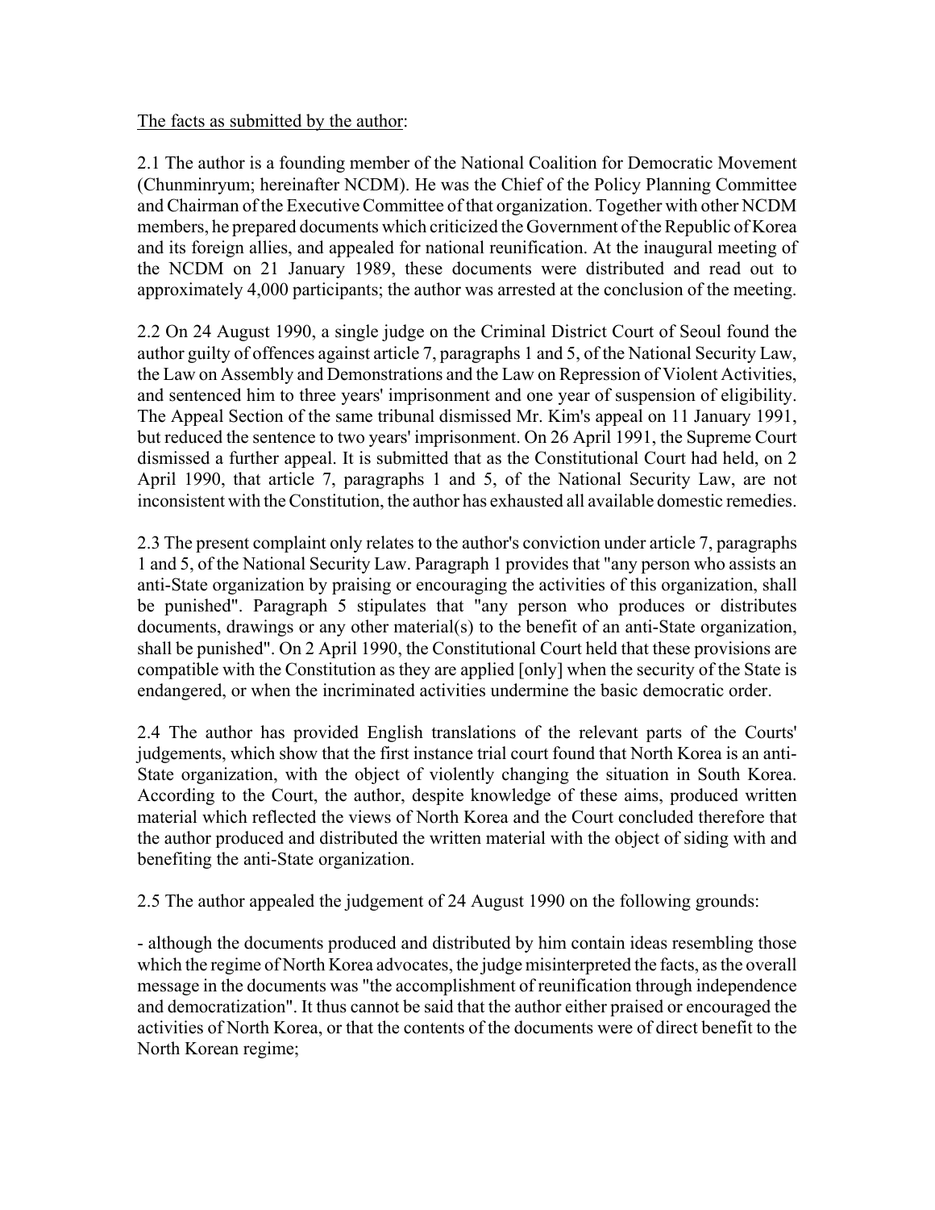<u>The facts as submitted by the author</u>:

2.1 The author is a founding member of the National Coalition for Democratic Movement (Chunminryum; hereinafter NCDM). He was the Chief of the Policy Planning Committee and Chairman of the Executive Committee of that organization. Together with other NCDM members, he prepared documents which criticized the Government of the Republic of Korea and its foreign allies, and appealed for national reunification. At the inaugural meeting of the NCDM on 21 January 1989, these documents were distributed and read out to approximately 4,000 participants; the author was arrested at the conclusion of the meeting.

2.2 On 24 August 1990, a single judge on the Criminal District Court of Seoul found the author guilty of offences against article 7, paragraphs 1 and 5, of the National Security Law, the Law on Assembly and Demonstrations and the Law on Repression of Violent Activities, and sentenced him to three years' imprisonment and one year of suspension of eligibility. The Appeal Section of the same tribunal dismissed Mr. Kim's appeal on 11 January 1991, but reduced the sentence to two years' imprisonment. On 26 April 1991, the Supreme Court dismissed a further appeal. It is submitted that as the Constitutional Court had held, on 2 April 1990, that article 7, paragraphs 1 and 5, of the National Security Law, are not inconsistent with the Constitution, the author has exhausted all available domestic remedies.

2.3 The present complaint only relates to the author's conviction under article 7, paragraphs 1 and 5, of the National Security Law. Paragraph 1 provides that "any person who assists an anti-State organization by praising or encouraging the activities of this organization, shall be punished". Paragraph 5 stipulates that "any person who produces or distributes documents, drawings or any other material(s) to the benefit of an anti-State organization, shall be punished". On 2 April 1990, the Constitutional Court held that these provisions are compatible with the Constitution as they are applied [only] when the security of the State is endangered, or when the incriminated activities undermine the basic democratic order.

2.4 The author has provided English translations of the relevant parts of the Courts' judgements, which show that the first instance trial court found that North Korea is an anti-State organization, with the object of violently changing the situation in South Korea. According to the Court, the author, despite knowledge of these aims, produced written material which reflected the views of North Korea and the Court concluded therefore that the author produced and distributed the written material with the object of siding with and benefiting the anti-State organization.

2.5 The author appealed the judgement of 24 August 1990 on the following grounds:

- although the documents produced and distributed by him contain ideas resembling those which the regime of North Korea advocates, the judge misinterpreted the facts, as the overall message in the documents was "the accomplishment of reunification through independence and democratization". It thus cannot be said that the author either praised or encouraged the activities of North Korea, or that the contents of the documents were of direct benefit to the North Korean regime;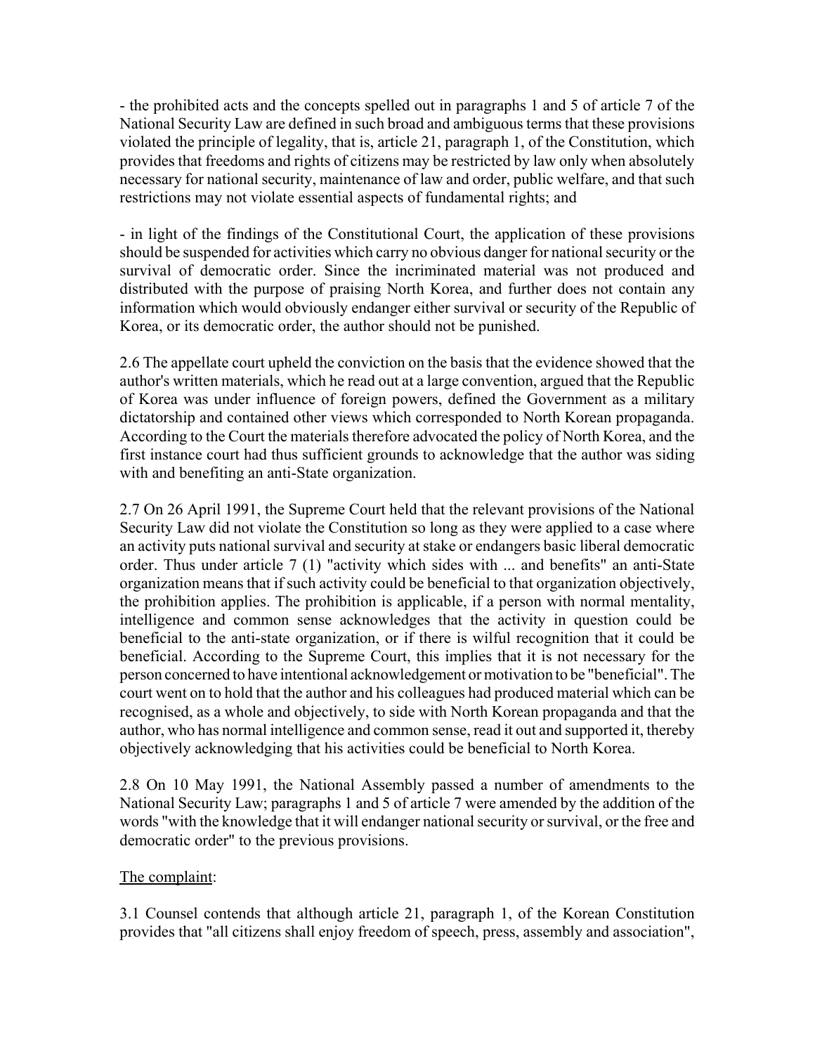- the prohibited acts and the concepts spelled out in paragraphs 1 and 5 of article 7 of the National Security Law are defined in such broad and ambiguous terms that these provisions violated the principle of legality, that is, article 21, paragraph 1, of the Constitution, which provides that freedoms and rights of citizens may be restricted by law only when absolutely necessary for national security, maintenance of law and order, public welfare, and that such restrictions may not violate essential aspects of fundamental rights; and

- in light of the findings of the Constitutional Court, the application of these provisions should be suspended for activities which carry no obvious danger for national security or the survival of democratic order. Since the incriminated material was not produced and distributed with the purpose of praising North Korea, and further does not contain any information which would obviously endanger either survival or security of the Republic of Korea, or its democratic order, the author should not be punished.

2.6 The appellate court upheld the conviction on the basis that the evidence showed that the author's written materials, which he read out at a large convention, argued that the Republic of Korea was under influence of foreign powers, defined the Government as a military dictatorship and contained other views which corresponded to North Korean propaganda. According to the Court the materials therefore advocated the policy of North Korea, and the first instance court had thus sufficient grounds to acknowledge that the author was siding with and benefiting an anti-State organization.

2.7 On 26 April 1991, the Supreme Court held that the relevant provisions of the National Security Law did not violate the Constitution so long as they were applied to a case where an activity puts national survival and security at stake or endangers basic liberal democratic order. Thus under article 7 (1) "activity which sides with ... and benefits" an anti-State organization means that if such activity could be beneficial to that organization objectively, the prohibition applies. The prohibition is applicable, if a person with normal mentality, intelligence and common sense acknowledges that the activity in question could be beneficial to the anti-state organization, or if there is wilful recognition that it could be beneficial. According to the Supreme Court, this implies that it is not necessary for the person concerned to have intentional acknowledgement or motivation to be "beneficial". The court went on to hold that the author and his colleagues had produced material which can be recognised, as a whole and objectively, to side with North Korean propaganda and that the author, who has normal intelligence and common sense, read it out and supported it, thereby objectively acknowledging that his activities could be beneficial to North Korea.

2.8 On 10 May 1991, the National Assembly passed a number of amendments to the National Security Law; paragraphs 1 and 5 of article 7 were amended by the addition of the words "with the knowledge that it will endanger national security or survival, or the free and democratic order" to the previous provisions.

The complaint:

3.1 Counsel contends that although article 21, paragraph 1, of the Korean Constitution provides that "all citizens shall enjoy freedom of speech, press, assembly and association",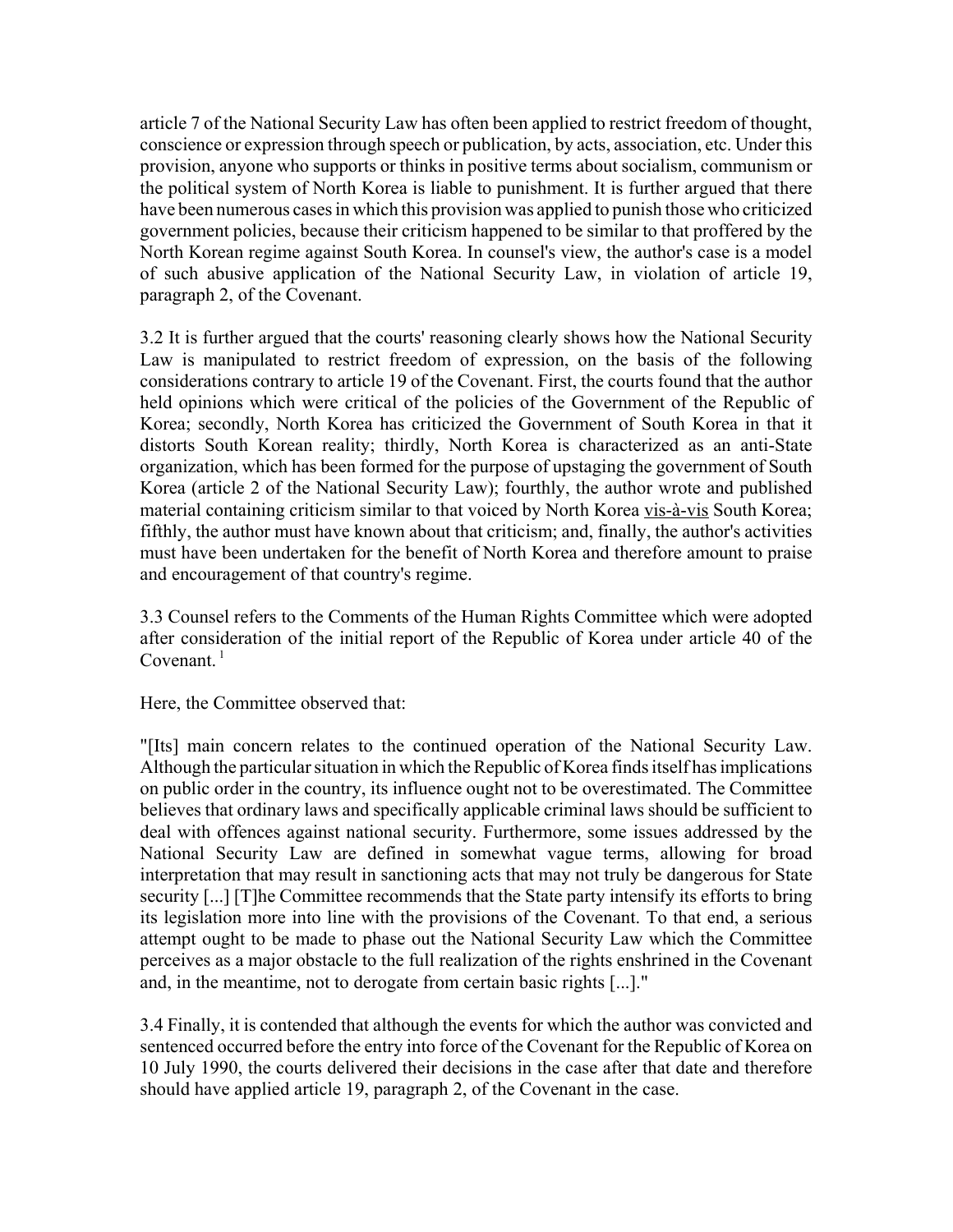article 7 of the National Security Law has often been applied to restrict freedom of thought, conscience or expression through speech or publication, by acts, association, etc. Under this provision, anyone who supports or thinks in positive terms about socialism, communism or the political system of North Korea is liable to punishment. It is further argued that there have been numerous cases in which this provision was applied to punish those who criticized government policies, because their criticism happened to be similar to that proffered by the North Korean regime against South Korea. In counsel's view, the author's case is a model of such abusive application of the National Security Law, in violation of article 19, paragraph 2, of the Covenant.

3.2 It is further argued that the courts' reasoning clearly shows how the National Security Law is manipulated to restrict freedom of expression, on the basis of the following considerations contrary to article 19 of the Covenant. First, the courts found that the author held opinions which were critical of the policies of the Government of the Republic of Korea; secondly, North Korea has criticized the Government of South Korea in that it distorts South Korean reality; thirdly, North Korea is characterized as an anti-State organization, which has been formed for the purpose of upstaging the government of South Korea (article 2 of the National Security Law); fourthly, the author wrote and published material containing criticism similar to that voiced by North Korea vis-à-vis South Korea; fifthly, the author must have known about that criticism; and, finally, the author's activities must have been undertaken for the benefit of North Korea and therefore amount to praise and encouragement of that country's regime.

3.3 Counsel refers to the Comments of the Human Rights Committee which were adopted after consideration of the initial report of the Republic of Korea under article 40 of the Covenant. [1]

Here, the Committee observed that:

"[Its] main concern relates to the continued operation of the National Security Law. Although the particular situation in which the Republic of Korea finds itself has implications on public order in the country, its influence ought not to be overestimated. The Committee believes that ordinary laws and specifically applicable criminal laws should be sufficient to deal with offences against national security. Furthermore, some issues addressed by the National Security Law are defined in somewhat vague terms, allowing for broad interpretation that may result in sanctioning acts that may not truly be dangerous for State security [...] [T]he Committee recommends that the State party intensify its efforts to bring its legislation more into line with the provisions of the Covenant. To that end, a serious attempt ought to be made to phase out the National Security Law which the Committee perceives as a major obstacle to the full realization of the rights enshrined in the Covenant and, in the meantime, not to derogate from certain basic rights [...]."

3.4 Finally, it is contended that although the events for which the author was convicted and sentenced occurred before the entry into force of the Covenant for the Republic of Korea on 10 July 1990, the courts delivered their decisions in the case after that date and therefore should have applied article 19, paragraph 2, of the Covenant in the case.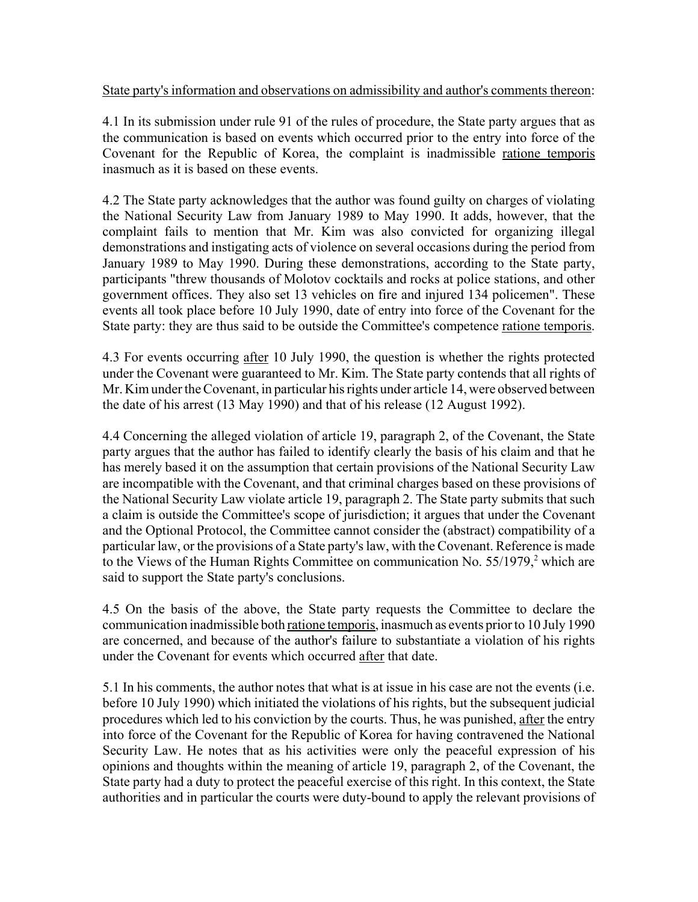State party's information and observations on admissibility and author's comments thereon:

4.1 In its submission under rule 91 of the rules of procedure, the State party argues that as the communication is based on events which occurred prior to the entry into force of the Covenant for the Republic of Korea, the complaint is inadmissible ratione temporis inasmuch as it is based on these events.

4.2 The State party acknowledges that the author was found guilty on charges of violating the National Security Law from January 1989 to May 1990. It adds, however, that the complaint fails to mention that Mr. Kim was also convicted for organizing illegal demonstrations and instigating acts of violence on several occasions during the period from January 1989 to May 1990. During these demonstrations, according to the State party, participants "threw thousands of Molotov cocktails and rocks at police stations, and other government offices. They also set 13 vehicles on fire and injured 134 policemen". These events all took place before 10 July 1990, date of entry into force of the Covenant for the State party: they are thus said to be outside the Committee's competence ratione temporis.

4.3 For events occurring after 10 July 1990, the question is whether the rights protected under the Covenant were guaranteed to Mr. Kim. The State party contends that all rights of Mr. Kim under the Covenant, in particular his rights under article 14, were observed between the date of his arrest (13 May 1990) and that of his release (12 August 1992).

4.4 Concerning the alleged violation of article 19, paragraph 2, of the Covenant, the State party argues that the author has failed to identify clearly the basis of his claim and that he has merely based it on the assumption that certain provisions of the National Security Law are incompatible with the Covenant, and that criminal charges based on these provisions of the National Security Law violate article 19, paragraph 2. The State party submits that such a claim is outside the Committee's scope of jurisdiction; it argues that under the Covenant and the Optional Protocol, the Committee cannot consider the (abstract) compatibility of a particular law, or the provisions of a State party's law, with the Covenant. Reference is made to the Views of the Human Rights Committee on communication No. 55/1979,[2] which are said to support the State party's conclusions.

4.5 On the basis of the above, the State party requests the Committee to declare the communication inadmissible both ratione temporis, inasmuch as events prior to 10 July 1990 are concerned, and because of the author's failure to substantiate a violation of his rights under the Covenant for events which occurred after that date.

5.1 In his comments, the author notes that what is at issue in his case are not the events (i.e. before 10 July 1990) which initiated the violations of his rights, but the subsequent judicial procedures which led to his conviction by the courts. Thus, he was punished, after the entry into force of the Covenant for the Republic of Korea for having contravened the National Security Law. He notes that as his activities were only the peaceful expression of his opinions and thoughts within the meaning of article 19, paragraph 2, of the Covenant, the State party had a duty to protect the peaceful exercise of this right. In this context, the State authorities and in particular the courts were duty-bound to apply the relevant provisions of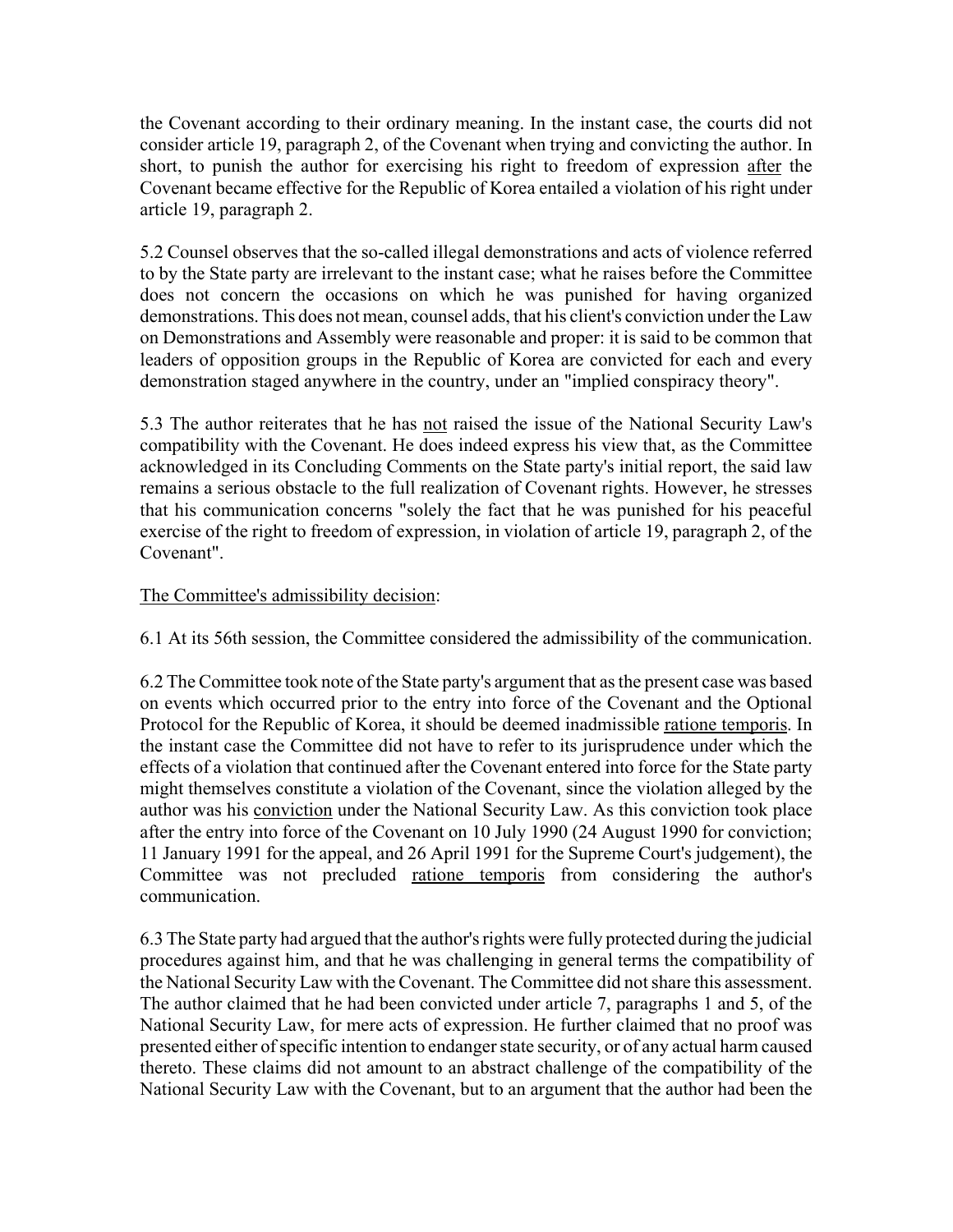the Covenant according to their ordinary meaning. In the instant case, the courts did not consider article 19, paragraph 2, of the Covenant when trying and convicting the author. In short, to punish the author for exercising his right to freedom of expression after the Covenant became effective for the Republic of Korea entailed a violation of his right under article 19, paragraph 2.

5.2 Counsel observes that the so-called illegal demonstrations and acts of violence referred to by the State party are irrelevant to the instant case; what he raises before the Committee does not concern the occasions on which he was punished for having organized demonstrations. This does not mean, counsel adds, that his client's conviction under the Law on Demonstrations and Assembly were reasonable and proper: it is said to be common that leaders of opposition groups in the Republic of Korea are convicted for each and every demonstration staged anywhere in the country, under an "implied conspiracy theory".

5.3 The author reiterates that he has not raised the issue of the National Security Law's compatibility with the Covenant. He does indeed express his view that, as the Committee acknowledged in its Concluding Comments on the State party's initial report, the said law remains a serious obstacle to the full realization of Covenant rights. However, he stresses that his communication concerns "solely the fact that he was punished for his peaceful exercise of the right to freedom of expression, in violation of article 19, paragraph 2, of the Covenant".

The Committee's admissibility decision:

6.1 At its 56th session, the Committee considered the admissibility of the communication.

6.2 The Committee took note of the State party's argument that as the present case was based on events which occurred prior to the entry into force of the Covenant and the Optional Protocol for the Republic of Korea, it should be deemed inadmissible *ratione temporis*. In the instant case the Committee did not have to refer to its jurisprudence under which the effects of a violation that continued after the Covenant entered into force for the State party might themselves constitute a violation of the Covenant, since the violation alleged by the author was his conviction under the National Security Law. As this conviction took place after the entry into force of the Covenant on 10 July 1990 (24 August 1990 for conviction; 11 January 1991 for the appeal, and 26 April 1991 for the Supreme Court's judgement), the Committee was not precluded *ratione temporis* from considering the author's communication.

6.3 The State party had argued that the author's rights were fully protected during the judicial procedures against him, and that he was challenging in general terms the compatibility of the National Security Law with the Covenant. The Committee did not share this assessment. The author claimed that he had been convicted under article 7, paragraphs 1 and 5, of the National Security Law, for mere acts of expression. He further claimed that no proof was presented either of specific intention to endanger state security, or of any actual harm caused thereto. These claims did not amount to an abstract challenge of the compatibility of the National Security Law with the Covenant, but to an argument that the author had been the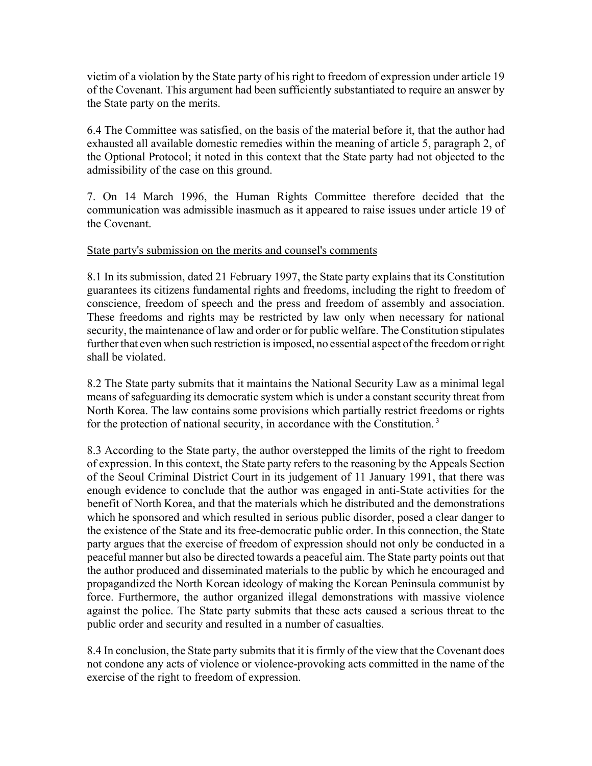victim of a violation by the State party of his right to freedom of expression under article 19 of the Covenant. This argument had been sufficiently substantiated to require an answer by the State party on the merits.

6.4 The Committee was satisfied, on the basis of the material before it, that the author had exhausted all available domestic remedies within the meaning of article 5, paragraph 2, of the Optional Protocol; it noted in this context that the State party had not objected to the admissibility of the case on this ground.

7. On 14 March 1996, the Human Rights Committee therefore decided that the communication was admissible inasmuch as it appeared to raise issues under article 19 of the Covenant.

State party's submission on the merits and counsel's comments

8.1 In its submission, dated 21 February 1997, the State party explains that its Constitution guarantees its citizens fundamental rights and freedoms, including the right to freedom of conscience, freedom of speech and the press and freedom of assembly and association. These freedoms and rights may be restricted by law only when necessary for national security, the maintenance of law and order or for public welfare. The Constitution stipulates further that even when such restriction is imposed, no essential aspect of the freedom or right shall be violated.

8.2 The State party submits that it maintains the National Security Law as a minimal legal means of safeguarding its democratic system which is under a constant security threat from North Korea. The law contains some provisions which partially restrict freedoms or rights for the protection of national security, in accordance with the Constitution.[3]

8.3 According to the State party, the author overstepped the limits of the right to freedom of expression. In this context, the State party refers to the reasoning by the Appeals Section of the Seoul Criminal District Court in its judgement of 11 January 1991, that there was enough evidence to conclude that the author was engaged in anti-State activities for the benefit of North Korea, and that the materials which he distributed and the demonstrations which he sponsored and which resulted in serious public disorder, posed a clear danger to the existence of the State and its free-democratic public order. In this connection, the State party argues that the exercise of freedom of expression should not only be conducted in a peaceful manner but also be directed towards a peaceful aim. The State party points out that the author produced and disseminated materials to the public by which he encouraged and propagandized the North Korean ideology of making the Korean Peninsula communist by force. Furthermore, the author organized illegal demonstrations with massive violence against the police. The State party submits that these acts caused a serious threat to the public order and security and resulted in a number of casualties.

8.4 In conclusion, the State party submits that it is firmly of the view that the Covenant does not condone any acts of violence or violence-provoking acts committed in the name of the exercise of the right to freedom of expression.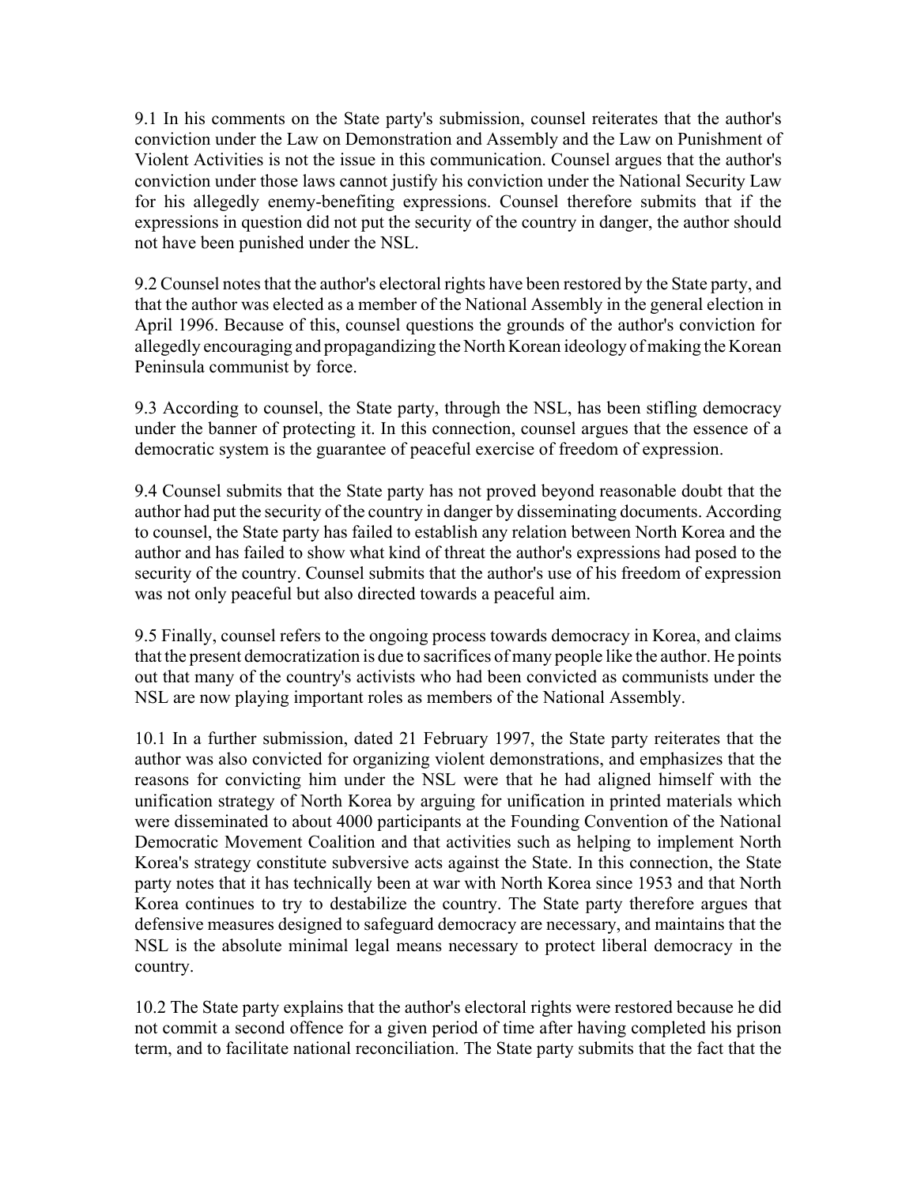9.1 In his comments on the State party's submission, counsel reiterates that the author's conviction under the Law on Demonstration and Assembly and the Law on Punishment of Violent Activities is not the issue in this communication. Counsel argues that the author's conviction under those laws cannot justify his conviction under the National Security Law for his allegedly enemy-benefiting expressions. Counsel therefore submits that if the expressions in question did not put the security of the country in danger, the author should not have been punished under the NSL.

9.2 Counsel notes that the author's electoral rights have been restored by the State party, and that the author was elected as a member of the National Assembly in the general election in April 1996. Because of this, counsel questions the grounds of the author's conviction for allegedly encouraging and propagandizing the North Korean ideology of making the Korean Peninsula communist by force.

9.3 According to counsel, the State party, through the NSL, has been stifling democracy under the banner of protecting it. In this connection, counsel argues that the essence of a democratic system is the guarantee of peaceful exercise of freedom of expression.

9.4 Counsel submits that the State party has not proved beyond reasonable doubt that the author had put the security of the country in danger by disseminating documents. According to counsel, the State party has failed to establish any relation between North Korea and the author and has failed to show what kind of threat the author's expressions had posed to the security of the country. Counsel submits that the author's use of his freedom of expression was not only peaceful but also directed towards a peaceful aim.

9.5 Finally, counsel refers to the ongoing process towards democracy in Korea, and claims that the present democratization is due to sacrifices of many people like the author. He points out that many of the country's activists who had been convicted as communists under the NSL are now playing important roles as members of the National Assembly.

10.1 In a further submission, dated 21 February 1997, the State party reiterates that the author was also convicted for organizing violent demonstrations, and emphasizes that the reasons for convicting him under the NSL were that he had aligned himself with the unification strategy of North Korea by arguing for unification in printed materials which were disseminated to about 4000 participants at the Founding Convention of the National Democratic Movement Coalition and that activities such as helping to implement North Korea's strategy constitute subversive acts against the State. In this connection, the State party notes that it has technically been at war with North Korea since 1953 and that North Korea continues to try to destabilize the country. The State party therefore argues that defensive measures designed to safeguard democracy are necessary, and maintains that the NSL is the absolute minimal legal means necessary to protect liberal democracy in the country.

10.2 The State party explains that the author's electoral rights were restored because he did not commit a second offence for a given period of time after having completed his prison term, and to facilitate national reconciliation. The State party submits that the fact that the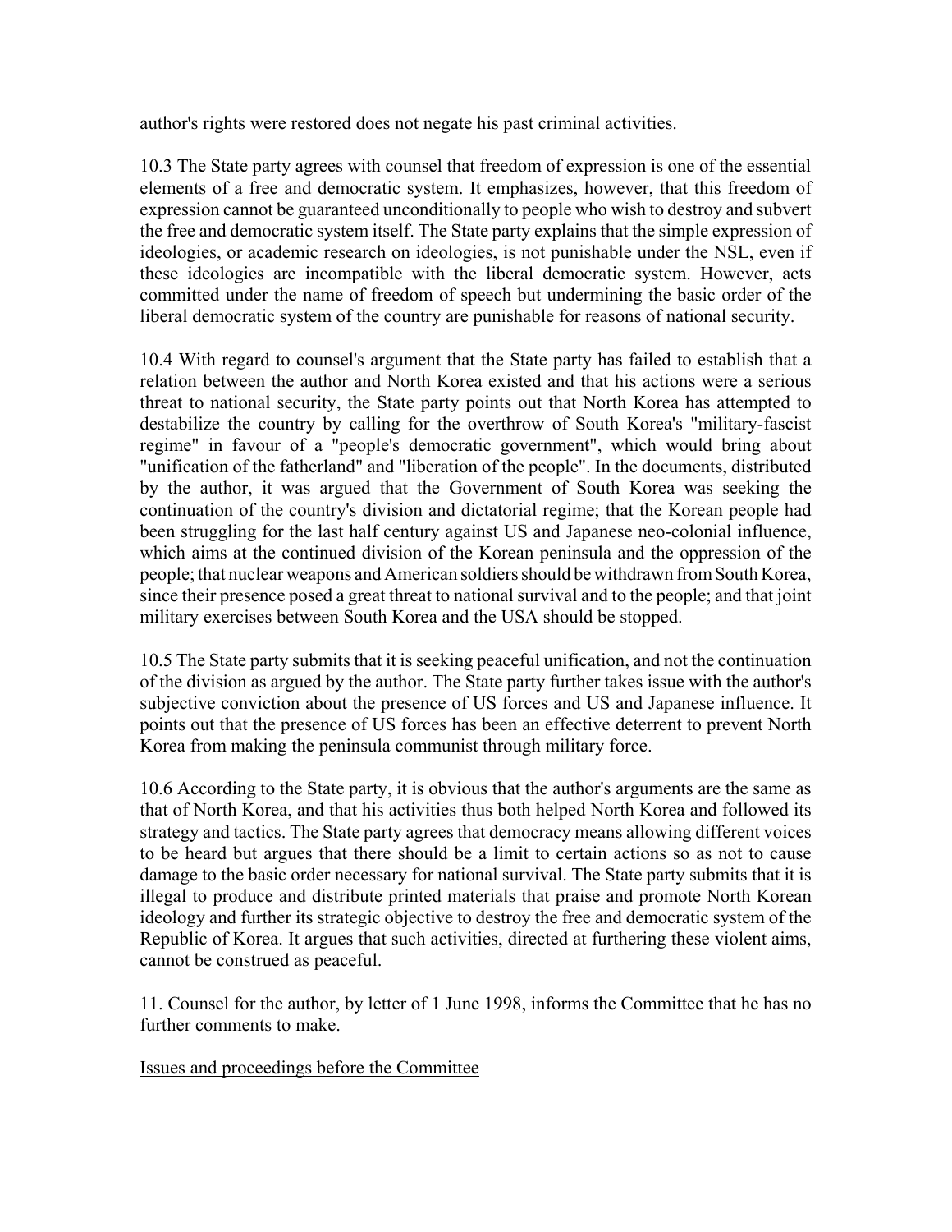author's rights were restored does not negate his past criminal activities.

10.3 The State party agrees with counsel that freedom of expression is one of the essential elements of a free and democratic system. It emphasizes, however, that this freedom of expression cannot be guaranteed unconditionally to people who wish to destroy and subvert the free and democratic system itself. The State party explains that the simple expression of ideologies, or academic research on ideologies, is not punishable under the NSL, even if these ideologies are incompatible with the liberal democratic system. However, acts committed under the name of freedom of speech but undermining the basic order of the liberal democratic system of the country are punishable for reasons of national security.

10.4 With regard to counsel's argument that the State party has failed to establish that a relation between the author and North Korea existed and that his actions were a serious threat to national security, the State party points out that North Korea has attempted to destabilize the country by calling for the overthrow of South Korea's "military-fascist regime" in favour of a "people's democratic government", which would bring about "unification of the fatherland" and "liberation of the people". In the documents, distributed by the author, it was argued that the Government of South Korea was seeking the continuation of the country's division and dictatorial regime; that the Korean people had been struggling for the last half century against US and Japanese neo-colonial influence, which aims at the continued division of the Korean peninsula and the oppression of the people; that nuclear weapons and American soldiers should be withdrawn from South Korea, since their presence posed a great threat to national survival and to the people; and that joint military exercises between South Korea and the USA should be stopped.

10.5 The State party submits that it is seeking peaceful unification, and not the continuation of the division as argued by the author. The State party further takes issue with the author's subjective conviction about the presence of US forces and US and Japanese influence. It points out that the presence of US forces has been an effective deterrent to prevent North Korea from making the peninsula communist through military force.

10.6 According to the State party, it is obvious that the author's arguments are the same as that of North Korea, and that his activities thus both helped North Korea and followed its strategy and tactics. The State party agrees that democracy means allowing different voices to be heard but argues that there should be a limit to certain actions so as not to cause damage to the basic order necessary for national survival. The State party submits that it is illegal to produce and distribute printed materials that praise and promote North Korean ideology and further its strategic objective to destroy the free and democratic system of the Republic of Korea. It argues that such activities, directed at furthering these violent aims, cannot be construed as peaceful.

11. Counsel for the author, by letter of 1 June 1998, informs the Committee that he has no further comments to make.

## Issues and proceedings before the Committee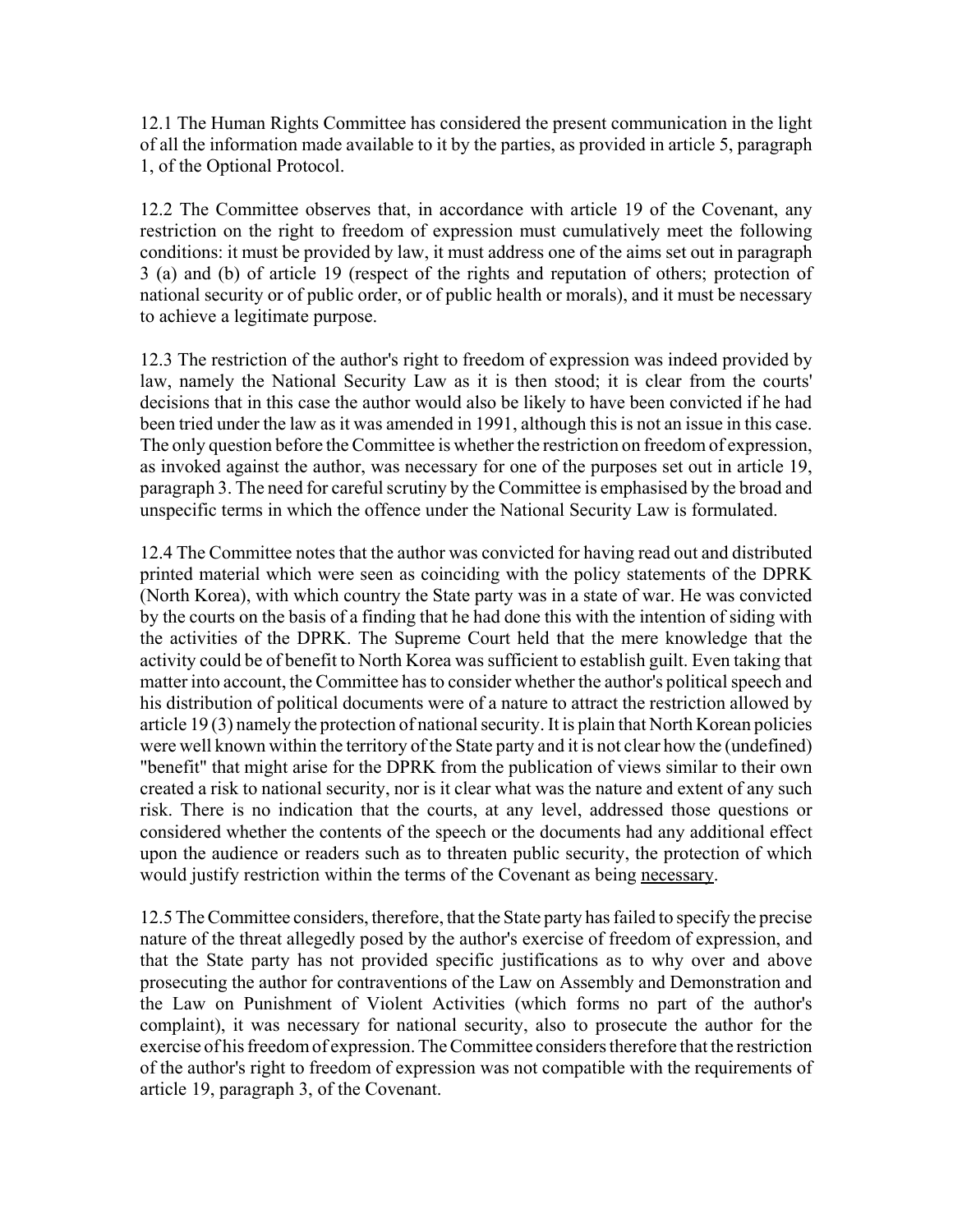12.1 The Human Rights Committee has considered the present communication in the light of all the information made available to it by the parties, as provided in article 5, paragraph 1, of the Optional Protocol.

12.2 The Committee observes that, in accordance with article 19 of the Covenant, any restriction on the right to freedom of expression must cumulatively meet the following conditions: it must be provided by law, it must address one of the aims set out in paragraph 3 (a) and (b) of article 19 (respect of the rights and reputation of others; protection of national security or of public order, or of public health or morals), and it must be necessary to achieve a legitimate purpose.

12.3 The restriction of the author's right to freedom of expression was indeed provided by law, namely the National Security Law as it is then stood; it is clear from the courts' decisions that in this case the author would also be likely to have been convicted if he had been tried under the law as it was amended in 1991, although this is not an issue in this case. The only question before the Committee is whether the restriction on freedom of expression, as invoked against the author, was necessary for one of the purposes set out in article 19, paragraph 3. The need for careful scrutiny by the Committee is emphasised by the broad and unspecific terms in which the offence under the National Security Law is formulated.

12.4 The Committee notes that the author was convicted for having read out and distributed printed material which were seen as coinciding with the policy statements of the DPRK (North Korea), with which country the State party was in a state of war. He was convicted by the courts on the basis of a finding that he had done this with the intention of siding with the activities of the DPRK. The Supreme Court held that the mere knowledge that the activity could be of benefit to North Korea was sufficient to establish guilt. Even taking that matter into account, the Committee has to consider whether the author's political speech and his distribution of political documents were of a nature to attract the restriction allowed by article 19 (3) namely the protection of national security. It is plain that North Korean policies were well known within the territory of the State party and it is not clear how the (undefined) "benefit" that might arise for the DPRK from the publication of views similar to their own created a risk to national security, nor is it clear what was the nature and extent of any such risk. There is no indication that the courts, at any level, addressed those questions or considered whether the contents of the speech or the documents had any additional effect upon the audience or readers such as to threaten public security, the protection of which would justify restriction within the terms of the Covenant as being <u>necessary</u>.

12.5 The Committee considers, therefore, that the State party has failed to specify the precise nature of the threat allegedly posed by the author's exercise of freedom of expression, and that the State party has not provided specific justifications as to why over and above prosecuting the author for contraventions of the Law on Assembly and Demonstration and the Law on Punishment of Violent Activities (which forms no part of the author's complaint), it was necessary for national security, also to prosecute the author for the exercise of his freedom of expression. The Committee considers therefore that the restriction of the author's right to freedom of expression was not compatible with the requirements of article 19, paragraph 3, of the Covenant.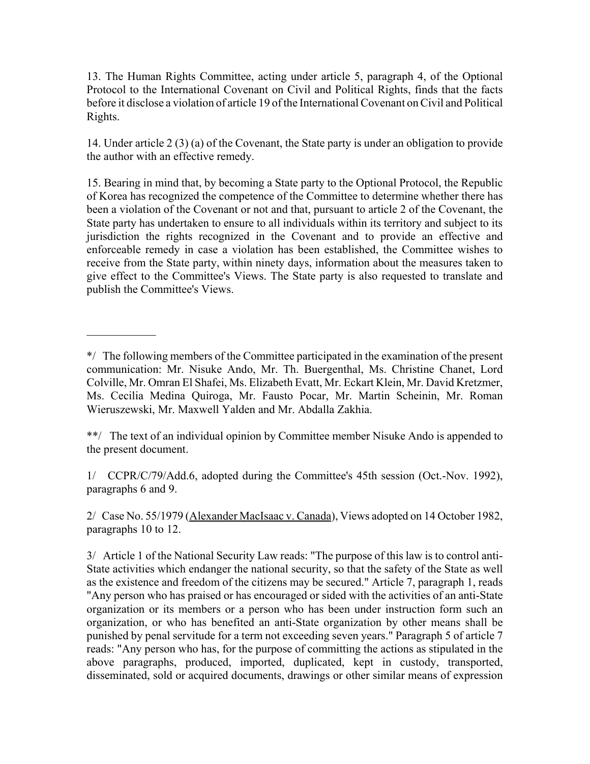13. The Human Rights Committee, acting under article 5, paragraph 4, of the Optional Protocol to the International Covenant on Civil and Political Rights, finds that the facts before it disclose a violation of article 19 of the International Covenant on Civil and Political Rights.

14. Under article 2 (3) (a) of the Covenant, the State party is under an obligation to provide the author with an effective remedy.

15. Bearing in mind that, by becoming a State party to the Optional Protocol, the Republic of Korea has recognized the competence of the Committee to determine whether there has been a violation of the Covenant or not and that, pursuant to article 2 of the Covenant, the State party has undertaken to ensure to all individuals within its territory and subject to its jurisdiction the rights recognized in the Covenant and to provide an effective and enforceable remedy in case a violation has been established, the Committee wishes to receive from the State party, within ninety days, information about the measures taken to give effect to the Committee's Views. The State party is also requested to translate and publish the Committee's Views.

---

*/ The following members of the Committee participated in the examination of the present communication: Mr. Nisuke Ando, Mr. Th. Buergenthal, Ms. Christine Chanet, Lord Colville, Mr. Omran El Shafei, Ms. Elizabeth Evatt, Mr. Eckart Klein, Mr. David Kretzmer, Ms. Cecilia Medina Quiroga, Mr. Fausto Pocar, Mr. Martin Scheinin, Mr. Roman Wieruszewski, Mr. Maxwell Yalden and Mr. Abdalla Zakhia.

**/ The text of an individual opinion by Committee member Nisuke Ando is appended to the present document.

1/ CCPR/C/79/Add.6, adopted during the Committee's 45th session (Oct.-Nov. 1992), paragraphs 6 and 9.

2/ Case No. 55/1979 (Alexander MacIsaac v. Canada), Views adopted on 14 October 1982, paragraphs 10 to 12.

3/ Article 1 of the National Security Law reads: "The purpose of this law is to control anti-State activities which endanger the national security, so that the safety of the State as well as the existence and freedom of the citizens may be secured." Article 7, paragraph 1, reads "Any person who has praised or has encouraged or sided with the activities of an anti-State organization or its members or a person who has been under instruction form such an organization, or who has benefited an anti-State organization by other means shall be punished by penal servitude for a term not exceeding seven years." Paragraph 5 of article 7 reads: "Any person who has, for the purpose of committing the actions as stipulated in the above paragraphs, produced, imported, duplicated, kept in custody, transported, disseminated, sold or acquired documents, drawings or other similar means of expression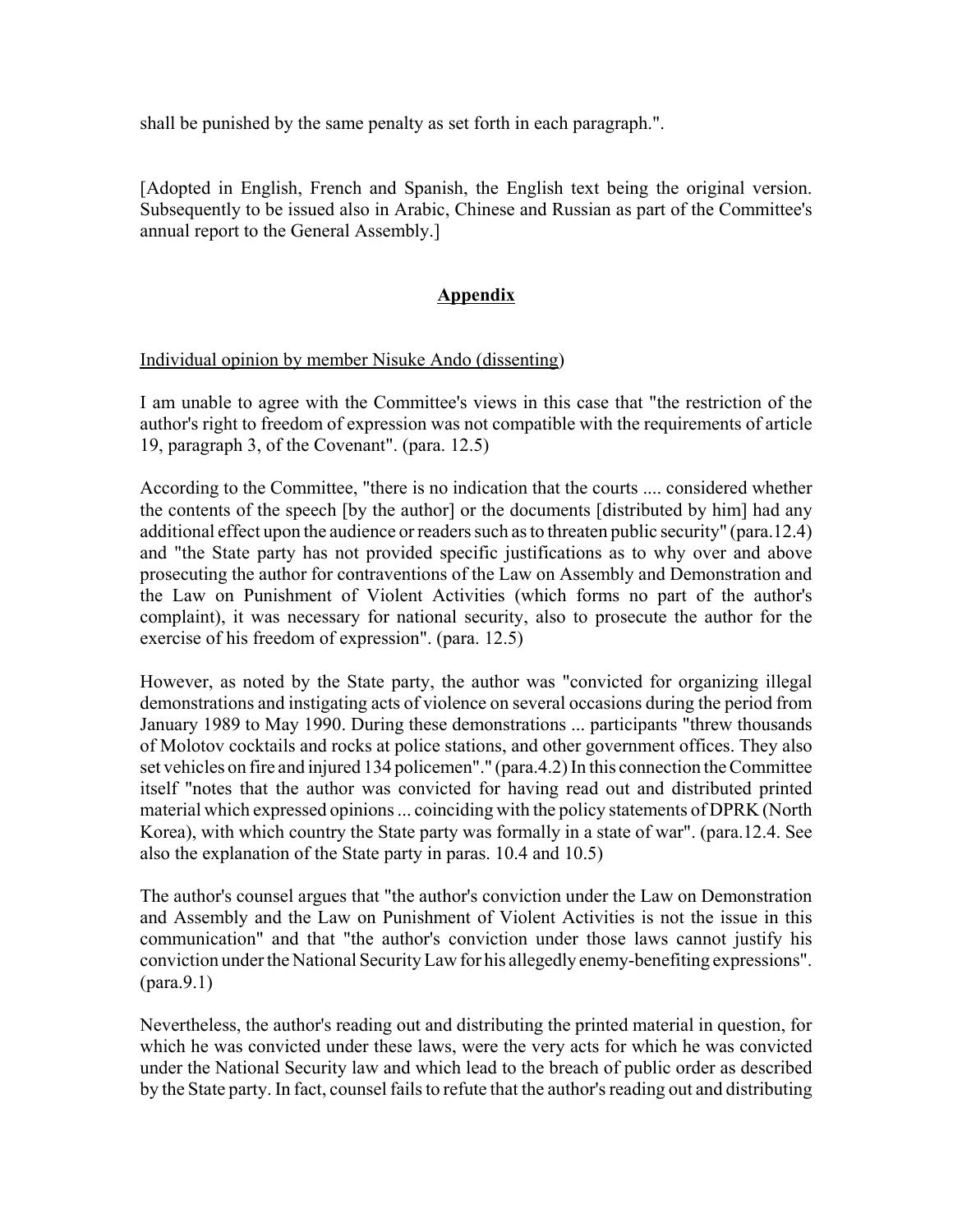shall be punished by the same penalty as set forth in each paragraph.".

[Adopted in English, French and Spanish, the English text being the original version. Subsequently to be issued also in Arabic, Chinese and Russian as part of the Committee's annual report to the General Assembly.]

## Appendix

Individual opinion by member Nisuke Ando (dissenting)

I am unable to agree with the Committee's views in this case that "the restriction of the author's right to freedom of expression was not compatible with the requirements of article 19, paragraph 3, of the Covenant". (para. 12.5)

According to the Committee, "there is no indication that the courts .... considered whether the contents of the speech [by the author] or the documents [distributed by him] had any additional effect upon the audience or readers such as to threaten public security" (para.12.4) and "the State party has not provided specific justifications as to why over and above prosecuting the author for contraventions of the Law on Assembly and Demonstration and the Law on Punishment of Violent Activities (which forms no part of the author's complaint), it was necessary for national security, also to prosecute the author for the exercise of his freedom of expression". (para. 12.5)

However, as noted by the State party, the author was "convicted for organizing illegal demonstrations and instigating acts of violence on several occasions during the period from January 1989 to May 1990. During these demonstrations ... participants "threw thousands of Molotov cocktails and rocks at police stations, and other government offices. They also set vehicles on fire and injured 134 policemen"." (para.4.2) In this connection the Committee itself "notes that the author was convicted for having read out and distributed printed material which expressed opinions ... coinciding with the policy statements of DPRK (North Korea), with which country the State party was formally in a state of war". (para.12.4. See also the explanation of the State party in paras. 10.4 and 10.5)

The author's counsel argues that "the author's conviction under the Law on Demonstration and Assembly and the Law on Punishment of Violent Activities is not the issue in this communication" and that "the author's conviction under those laws cannot justify his conviction under the National Security Law for his allegedly enemy-benefiting expressions". (para.9.1)

Nevertheless, the author's reading out and distributing the printed material in question, for which he was convicted under these laws, were the very acts for which he was convicted under the National Security law and which lead to the breach of public order as described by the State party. In fact, counsel fails to refute that the author's reading out and distributing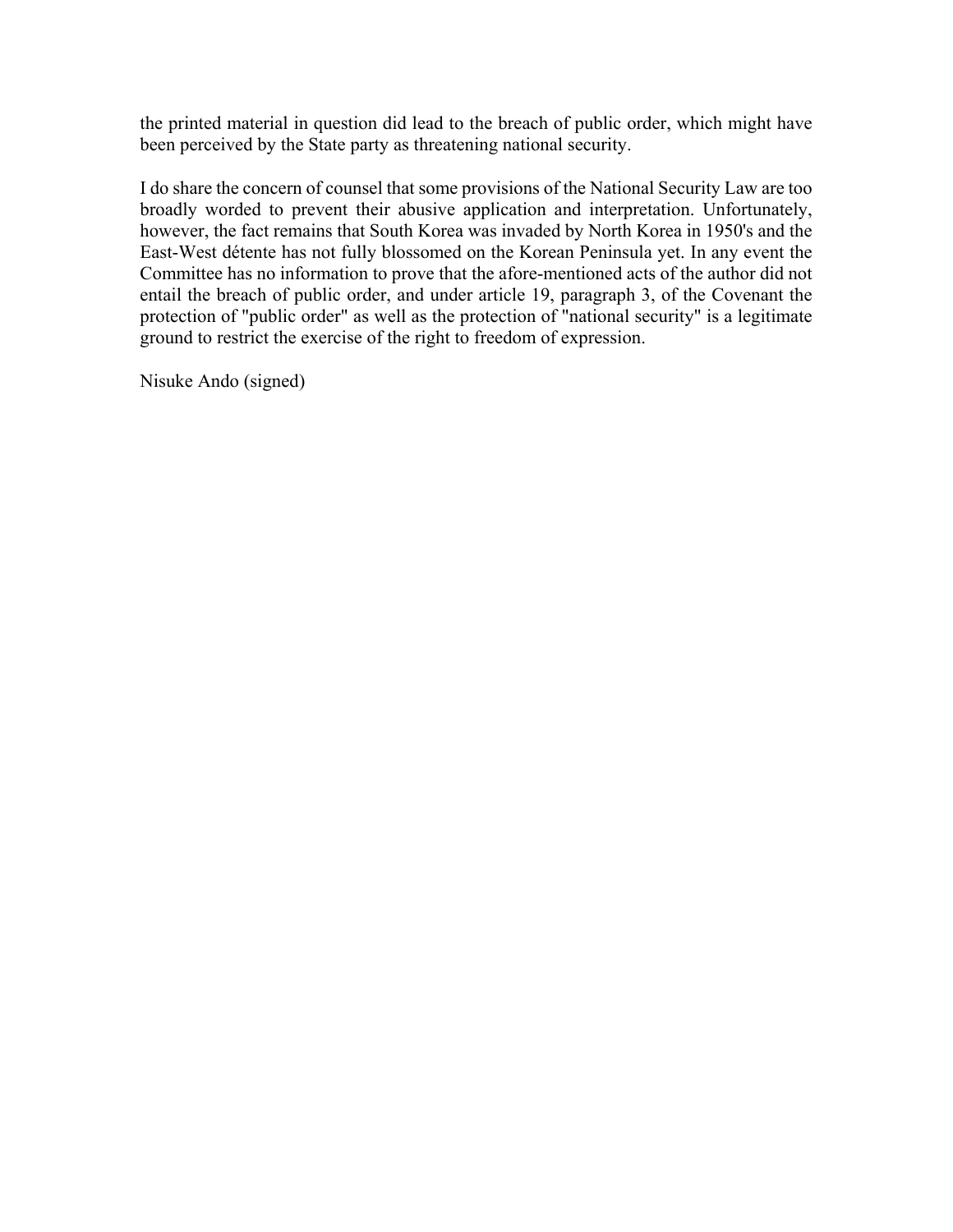the printed material in question did lead to the breach of public order, which might have been perceived by the State party as threatening national security.

I do share the concern of counsel that some provisions of the National Security Law are too broadly worded to prevent their abusive application and interpretation. Unfortunately, however, the fact remains that South Korea was invaded by North Korea in 1950's and the East-West détente has not fully blossomed on the Korean Peninsula yet. In any event the Committee has no information to prove that the afore-mentioned acts of the author did not entail the breach of public order, and under article 19, paragraph 3, of the Covenant the protection of "public order" as well as the protection of "national security" is a legitimate ground to restrict the exercise of the right to freedom of expression.

Nisuke Ando (signed)